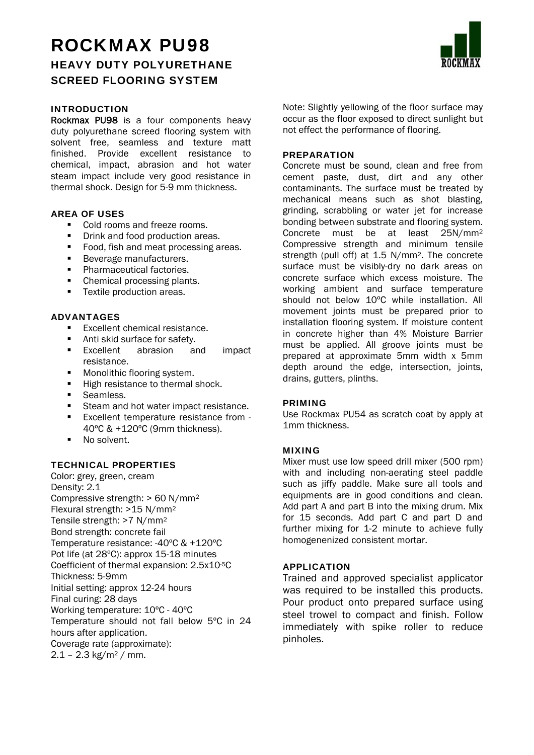# ROCKMAX PU98

## HEAVY DUTY POLYURETHANE SCREED FLOORING SYSTEM

### INTRODUCTION

**Rockmax PU98** is a four components heavy duty polyurethane screed flooring system with solvent free, seamless and texture matt finished. Provide excellent resistance to chemical, impact, abrasion and hot water steam impact include very good resistance in thermal shock. Design for 5-9 mm thickness.

### AREA OF USES

- Cold rooms and freeze rooms.
- Drink and food production areas.
- Food, fish and meat processing areas.
- Beverage manufacturers.
- Pharmaceutical factories.
- Chemical processing plants.
- Textile production areas.

### ADVANTAGES

- Excellent chemical resistance.
- Anti skid surface for safety.
- Excellent abrasion and impact resistance.
- Monolithic flooring system.
- High resistance to thermal shock.
- Seamless.
- Steam and hot water impact resistance.
- Excellent temperature resistance from -40ºC & +120ºC (9mm thickness).
- No solvent.

### TECHNICAL PROPERTIES

Color: grey, green, cream
Density: 2.1
Compressive strength: > 60 N/mm$^2$
Flexural strength: >15 N/mm$^2$
Tensile strength: >7 N/mm$^2$
Bond strength: concrete fail
Temperature resistance: -40ºC & +120ºC
Pot life (at 28ºC): approx 15-18 minutes
Coefficient of thermal expansion: $2.5 \times 10^{-5}$C
Thickness: 5-9mm
Initial setting: approx 12-24 hours
Final curing: 28 days
Working temperature: 10ºC - 40ºC
Temperature should not fall below 5ºC in 24 hours after application.
Coverage rate (approximate):
2.1 – 2.3 kg/m$^2$ / mm.

Note: Slightly yellowing of the floor surface may occur as the floor exposed to direct sunlight but not effect the performance of flooring.

### PREPARATION

Concrete must be sound, clean and free from cement paste, dust, dirt and any other contaminants. The surface must be treated by mechanical means such as shot blasting, grinding, scrabbling or water jet for increase bonding between substrate and flooring system. Concrete must be at least 25N/mm$^2$ Compressive strength and minimum tensile strength (pull off) at 1.5 N/mm$^2$. The concrete surface must be visibly-dry no dark areas on concrete surface which excess moisture. The working ambient and surface temperature should not below 10ºC while installation. All movement joints must be prepared prior to installation flooring system. If moisture content in concrete higher than 4% Moisture Barrier must be applied. All groove joints must be prepared at approximate 5mm width x 5mm depth around the edge, intersection, joints, drains, gutters, plinths.

### PRIMING

Use Rockmax PU54 as scratch coat by apply at 1mm thickness.

### MIXING

Mixer must use low speed drill mixer (500 rpm) with and including non-aerating steel paddle such as jiffy paddle. Make sure all tools and equipments are in good conditions and clean. Add part A and part B into the mixing drum. Mix for 15 seconds. Add part C and part D and further mixing for 1-2 minute to achieve fully homogenenized consistent mortar.

### APPLICATION

Trained and approved specialist applicator was required to be installed this products. Pour product onto prepared surface using steel trowel to compact and finish. Follow immediately with spike roller to reduce pinholes.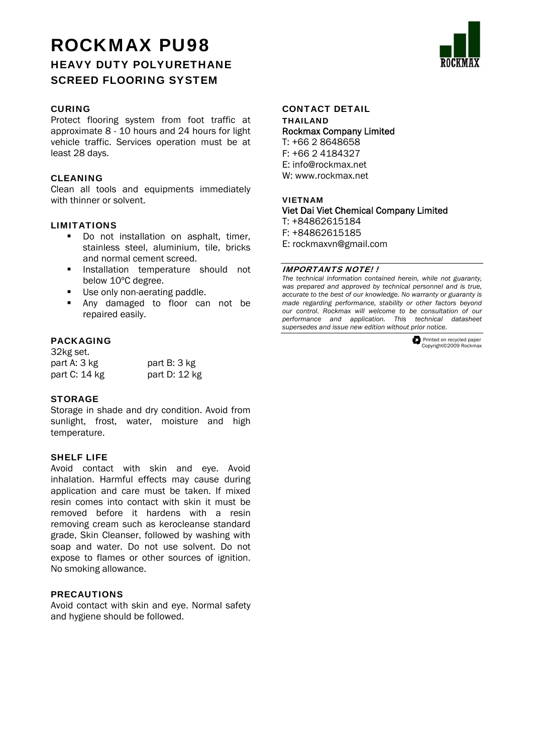# ROCKMAX PU98

## HEAVY DUTY POLYURETHANE SCREED FLOORING SYSTEM

### CURING

Protect flooring system from foot traffic at approximate 8 - 10 hours and 24 hours for light vehicle traffic. Services operation must be at least 28 days.

### CLEANING

Clean all tools and equipments immediately with thinner or solvent.

### LIMITATIONS

- Do not installation on asphalt, timer, stainless steel, aluminium, tile, bricks and normal cement screed.
- Installation temperature should not below 10ºC degree.
- Use only non-aerating paddle.
- Any damaged to floor can not be repaired easily.

### PACKAGING

32kg set.

| | |
|---|---|
| part A: 3 kg | part B: 3 kg |
| part C: 14 kg | part D: 12 kg |

### STORAGE

Storage in shade and dry condition. Avoid from sunlight, frost, water, moisture and high temperature.

### SHELF LIFE

Avoid contact with skin and eye. Avoid inhalation. Harmful effects may cause during application and care must be taken. If mixed resin comes into contact with skin it must be removed before it hardens with a resin removing cream such as kerocleanse standard grade, Skin Cleanser, followed by washing with soap and water. Do not use solvent. Do not expose to flames or other sources of ignition. No smoking allowance.

### PRECAUTIONS

Avoid contact with skin and eye. Normal safety and hygiene should be followed.

### CONTACT DETAIL

**THAILAND**

Rockmax Company Limited
T: +66 2 8648658
F: +66 2 4184327
E: info@rockmax.net
W: www.rockmax.net

**VIETNAM**

Viet Dai Viet Chemical Company Limited
T: +84862615184
F: +84862615185
E: rockmaxvn@gmail.com

***IMPORTANTS NOTE! !***

*The technical information contained herein, while not guaranty, was prepared and approved by technical personnel and is true, accurate to the best of our knowledge. No warranty or guaranty is made regarding performance, stability or other factors beyond our control. Rockmax will welcome to be consultation of our performance and application. This technical datasheet supersedes and issue new edition without prior notice.*

Printed on recycled paper
Copyright©2009 Rockmax